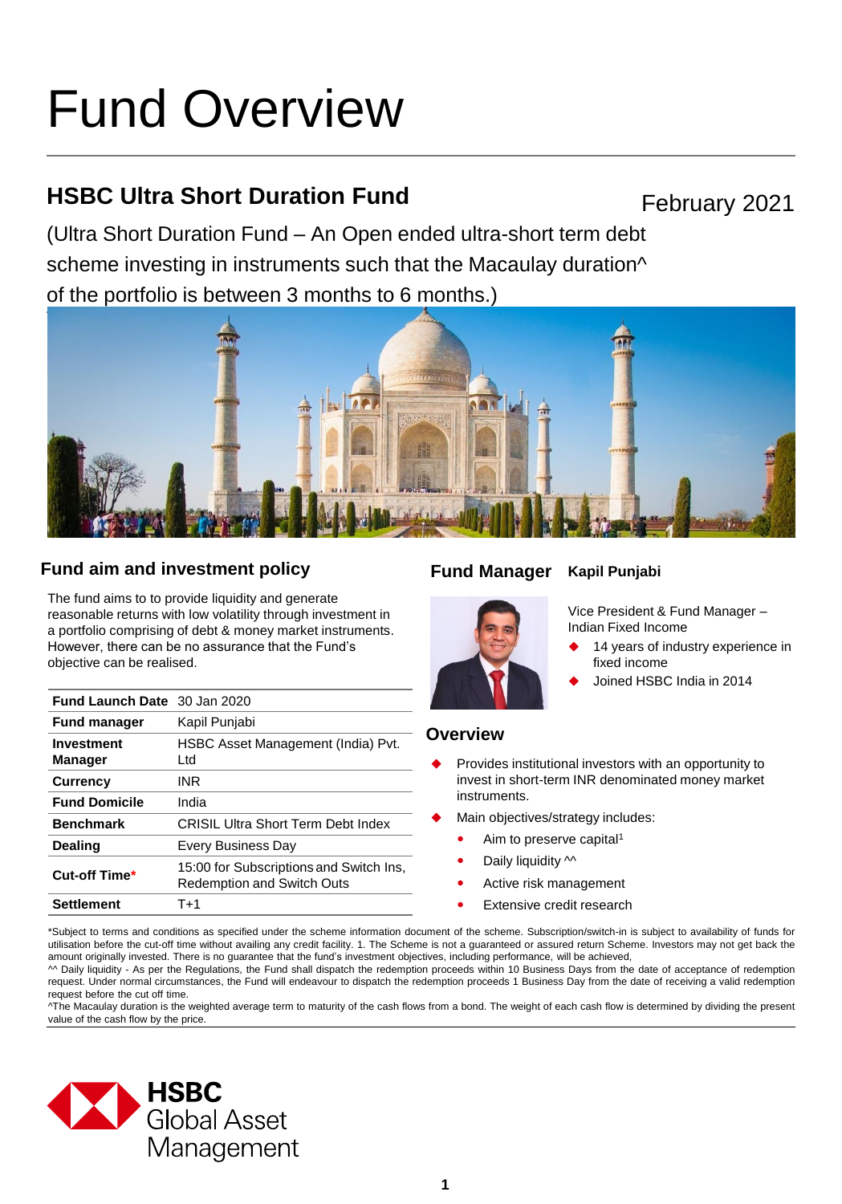# Fund Overview

## HSBC Ultra Short Duration Fund

February 2021

(Ultra Short Duration Fund – An Open ended ultra-short term debt scheme investing in instruments such that the Macaulay duration^ of the portfolio is between 3 months to 6 months.)

### Fund aim and investment policy

The fund aims to to provide liquidity and generate reasonable returns with low volatility through investment in a portfolio comprising of debt & money market instruments. However, there can be no assurance that the Fund's objective can be realised.

| | |
|---|---|
| **Fund Launch Date** | 30 Jan 2020 |
| **Fund manager** | Kapil Punjabi |
| **Investment Manager** | HSBC Asset Management (India) Pvt. Ltd |
| **Currency** | INR |
| **Fund Domicile** | India |
| **Benchmark** | CRISIL Ultra Short Term Debt Index |
| **Dealing** | Every Business Day |
| **Cut-off Time*** | 15:00 for Subscriptions and Switch Ins, Redemption and Switch Outs |
| **Settlement** | T+1 |

### Fund Manager **Kapil Punjabi**

Vice President & Fund Manager – Indian Fixed Income

- 14 years of industry experience in fixed income
- Joined HSBC India in 2014

### Overview

- Provides institutional investors with an opportunity to invest in short-term INR denominated money market instruments.
- Main objectives/strategy includes:
  - Aim to preserve capital[1]
  - Daily liquidity ^^
  - Active risk management
  - Extensive credit research

*Subject to terms and conditions as specified under the scheme information document of the scheme. Subscription/switch-in is subject to availability of funds for utilisation before the cut-off time without availing any credit facility. 1. The Scheme is not a guaranteed or assured return Scheme. Investors may not get back the amount originally invested. There is no guarantee that the fund's investment objectives, including performance, will be achieved,

^^ Daily liquidity - As per the Regulations, the Fund shall dispatch the redemption proceeds within 10 Business Days from the date of acceptance of redemption request. Under normal circumstances, the Fund will endeavour to dispatch the redemption proceeds 1 Business Day from the date of receiving a valid redemption request before the cut off time.

^The Macaulay duration is the weighted average term to maturity of the cash flows from a bond. The weight of each cash flow is determined by dividing the present value of the cash flow by the price.

HSBC Global Asset Management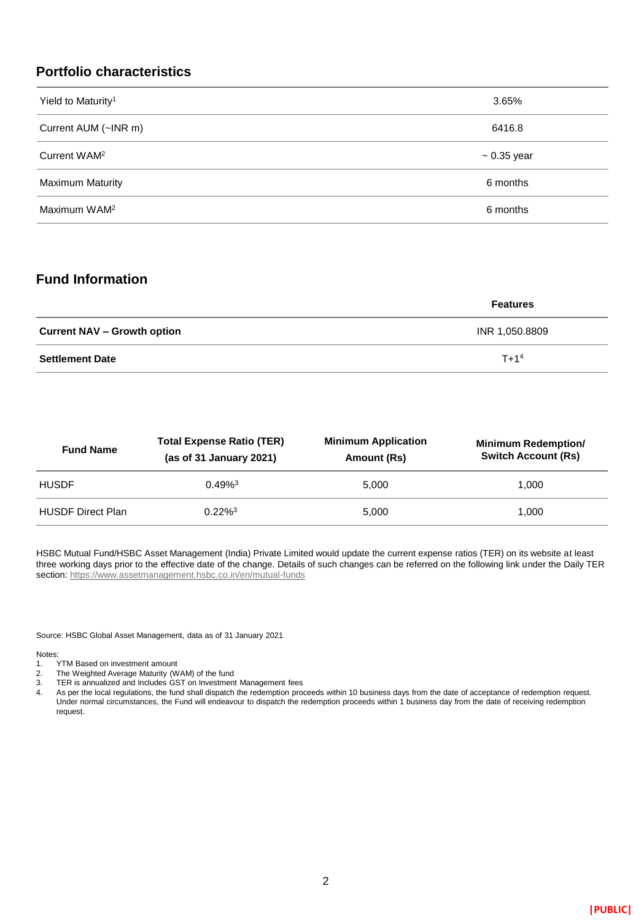## Portfolio characteristics

| | |
|---|---|
| Yield to Maturity[1] | 3.65% |
| Current AUM (~INR m) | 6416.8 |
| Current WAM[2] | ~ 0.35 year |
| Maximum Maturity | 6 months |
| Maximum WAM[2] | 6 months |

## Fund Information

| | Features |
|---|---|
| **Current NAV – Growth option** | INR 1,050.8809 |
| **Settlement Date** | T+1[4] |

| Fund Name | Total Expense Ratio (TER) (as of 31 January 2021) | Minimum Application Amount (Rs) | Minimum Redemption/ Switch Account (Rs) |
|---|---|---|---|
| HUSDF | 0.49%[3] | 5,000 | 1,000 |
| HUSDF Direct Plan | 0.22%[3] | 5,000 | 1,000 |

HSBC Mutual Fund/HSBC Asset Management (India) Private Limited would update the current expense ratios (TER) on its website at least three working days prior to the effective date of the change. Details of such changes can be referred on the following link under the Daily TER section: https://www.assetmanagement.hsbc.co.in/en/mutual-funds

Source: HSBC Global Asset Management, data as of 31 January 2021

Notes:
1. YTM Based on investment amount
2. The Weighted Average Maturity (WAM) of the fund
3. TER is annualized and Includes GST on Investment Management fees
4. As per the local regulations, the fund shall dispatch the redemption proceeds within 10 business days from the date of acceptance of redemption request. Under normal circumstances, the Fund will endeavour to dispatch the redemption proceeds within 1 business day from the date of receiving redemption request.

|PUBLIC|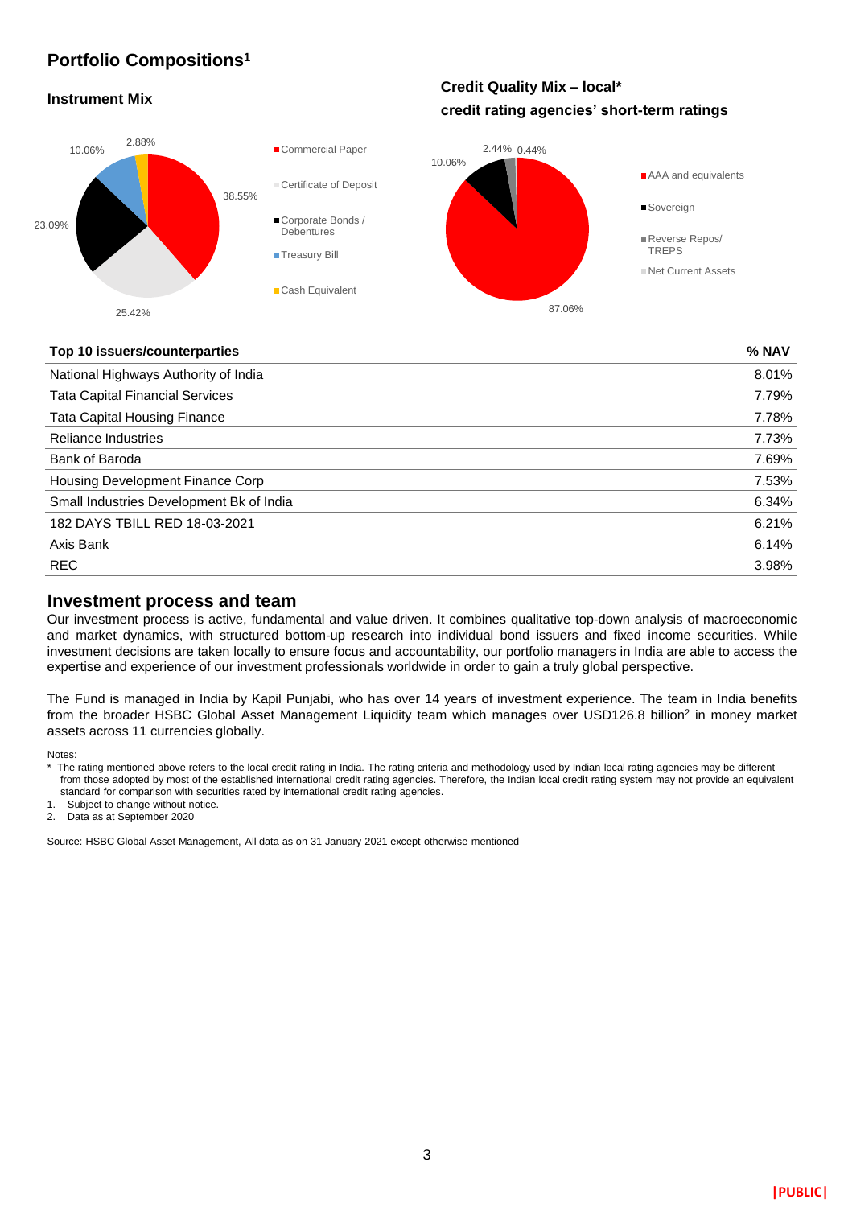## Portfolio Compositions[1]

### Instrument Mix

- Commercial Paper: 38.55%
- Certificate of Deposit: 25.42%
- Corporate Bonds / Debentures: 23.09%
- Treasury Bill: 10.06%
- Cash Equivalent: 2.88%

### Credit Quality Mix – local* credit rating agencies' short-term ratings

- AAA and equivalents: 87.06%
- Sovereign: 10.06%
- Reverse Repos/ TREPS: 2.44%
- Net Current Assets: 0.44%

| Top 10 issuers/counterparties | % NAV |
|---|---|
| National Highways Authority of India | 8.01% |
| Tata Capital Financial Services | 7.79% |
| Tata Capital Housing Finance | 7.78% |
| Reliance Industries | 7.73% |
| Bank of Baroda | 7.69% |
| Housing Development Finance Corp | 7.53% |
| Small Industries Development Bk of India | 6.34% |
| 182 DAYS TBILL RED 18-03-2021 | 6.21% |
| Axis Bank | 6.14% |
| REC | 3.98% |

## Investment process and team

Our investment process is active, fundamental and value driven. It combines qualitative top-down analysis of macroeconomic and market dynamics, with structured bottom-up research into individual bond issuers and fixed income securities. While investment decisions are taken locally to ensure focus and accountability, our portfolio managers in India are able to access the expertise and experience of our investment professionals worldwide in order to gain a truly global perspective.

The Fund is managed in India by Kapil Punjabi, who has over 14 years of investment experience. The team in India benefits from the broader HSBC Global Asset Management Liquidity team which manages over USD126.8 billion[2] in money market assets across 11 currencies globally.

Notes:

* The rating mentioned above refers to the local credit rating in India. The rating criteria and methodology used by Indian local rating agencies may be different from those adopted by most of the established international credit rating agencies. Therefore, the Indian local credit rating system may not provide an equivalent standard for comparison with securities rated by international credit rating agencies.

1. Subject to change without notice.
2. Data as at September 2020

Source: HSBC Global Asset Management, All data as on 31 January 2021 except otherwise mentioned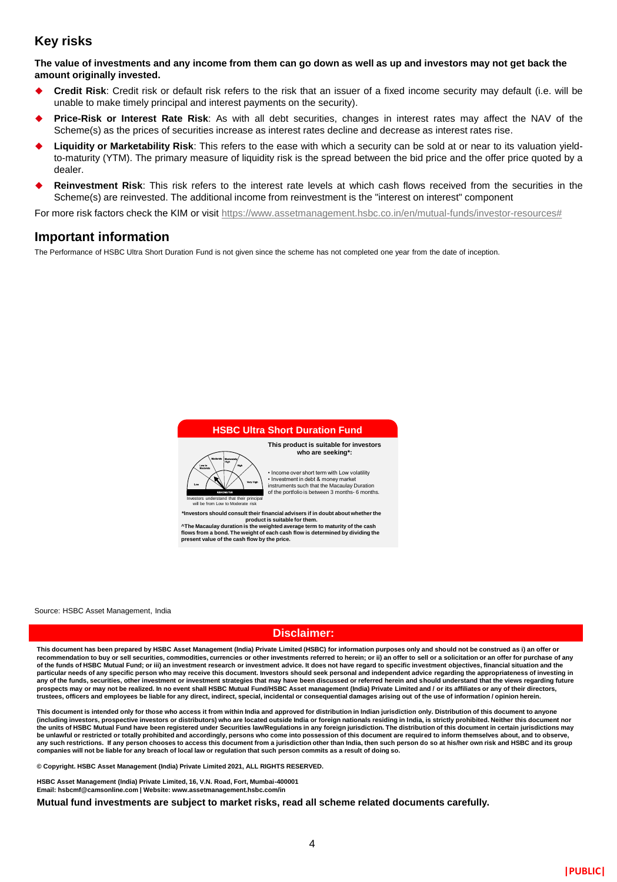## Key risks

**The value of investments and any income from them can go down as well as up and investors may not get back the amount originally invested.**

- **Credit Risk**: Credit risk or default risk refers to the risk that an issuer of a fixed income security may default (i.e. will be unable to make timely principal and interest payments on the security).
- **Price-Risk or Interest Rate Risk**: As with all debt securities, changes in interest rates may affect the NAV of the Scheme(s) as the prices of securities increase as interest rates decline and decrease as interest rates rise.
- **Liquidity or Marketability Risk**: This refers to the ease with which a security can be sold at or near to its valuation yield-to-maturity (YTM). The primary measure of liquidity risk is the spread between the bid price and the offer price quoted by a dealer.
- **Reinvestment Risk**: This risk refers to the interest rate levels at which cash flows received from the securities in the Scheme(s) are reinvested. The additional income from reinvestment is the "interest on interest" component

For more risk factors check the KIM or visit https://www.assetmanagement.hsbc.co.in/en/mutual-funds/investor-resources#

## Important information

The Performance of HSBC Ultra Short Duration Fund is not given since the scheme has not completed one year from the date of inception.

**HSBC Ultra Short Duration Fund**

**This product is suitable for investors who are seeking*:**

- Income over short term with Low volatility
- Investment in debt & money market instruments such that the Macaulay Duration of the portfolio is between 3 months- 6 months.

Low
Low to Moderate
Moderate
Moderately High
High
Very High
RISKOMETER

Investors understand that their principal will be from Low to Moderate risk

***Investors should consult their financial advisers if in doubt about whether the product is suitable for them.**

**^The Macaulay duration is the weighted average term to maturity of the cash flows from a bond. The weight of each cash flow is determined by dividing the present value of the cash flow by the price.**

Source: HSBC Asset Management, India

## Disclaimer:

**This document has been prepared by HSBC Asset Management (India) Private Limited (HSBC) for information purposes only and should not be construed as i) an offer or recommendation to buy or sell securities, commodities, currencies or other investments referred to herein; or ii) an offer to sell or a solicitation or an offer for purchase of any of the funds of HSBC Mutual Fund; or iii) an investment research or investment advice. It does not have regard to specific investment objectives, financial situation and the particular needs of any specific person who may receive this document. Investors should seek personal and independent advice regarding the appropriateness of investing in any of the funds, securities, other investment or investment strategies that may have been discussed or referred herein and should understand that the views regarding future prospects may or may not be realized. In no event shall HSBC Mutual Fund/HSBC Asset management (India) Private Limited and / or its affiliates or any of their directors, trustees, officers and employees be liable for any direct, indirect, special, incidental or consequential damages arising out of the use of information / opinion herein.**

**This document is intended only for those who access it from within India and approved for distribution in Indian jurisdiction only. Distribution of this document to anyone (including investors, prospective investors or distributors) who are located outside India or foreign nationals residing in India, is strictly prohibited. Neither this document nor the units of HSBC Mutual Fund have been registered under Securities law/Regulations in any foreign jurisdiction. The distribution of this document in certain jurisdictions may be unlawful or restricted or totally prohibited and accordingly, persons who come into possession of this document are required to inform themselves about, and to observe, any such restrictions. If any person chooses to access this document from a jurisdiction other than India, then such person do so at his/her own risk and HSBC and its group companies will not be liable for any breach of local law or regulation that such person commits as a result of doing so.**

**© Copyright. HSBC Asset Management (India) Private Limited 2021, ALL RIGHTS RESERVED.**

**HSBC Asset Management (India) Private Limited, 16, V.N. Road, Fort, Mumbai-400001**
**Email: hsbcmf@camsonline.com | Website: www.assetmanagement.hsbc.com/in**

**Mutual fund investments are subject to market risks, read all scheme related documents carefully.**

|PUBLIC|